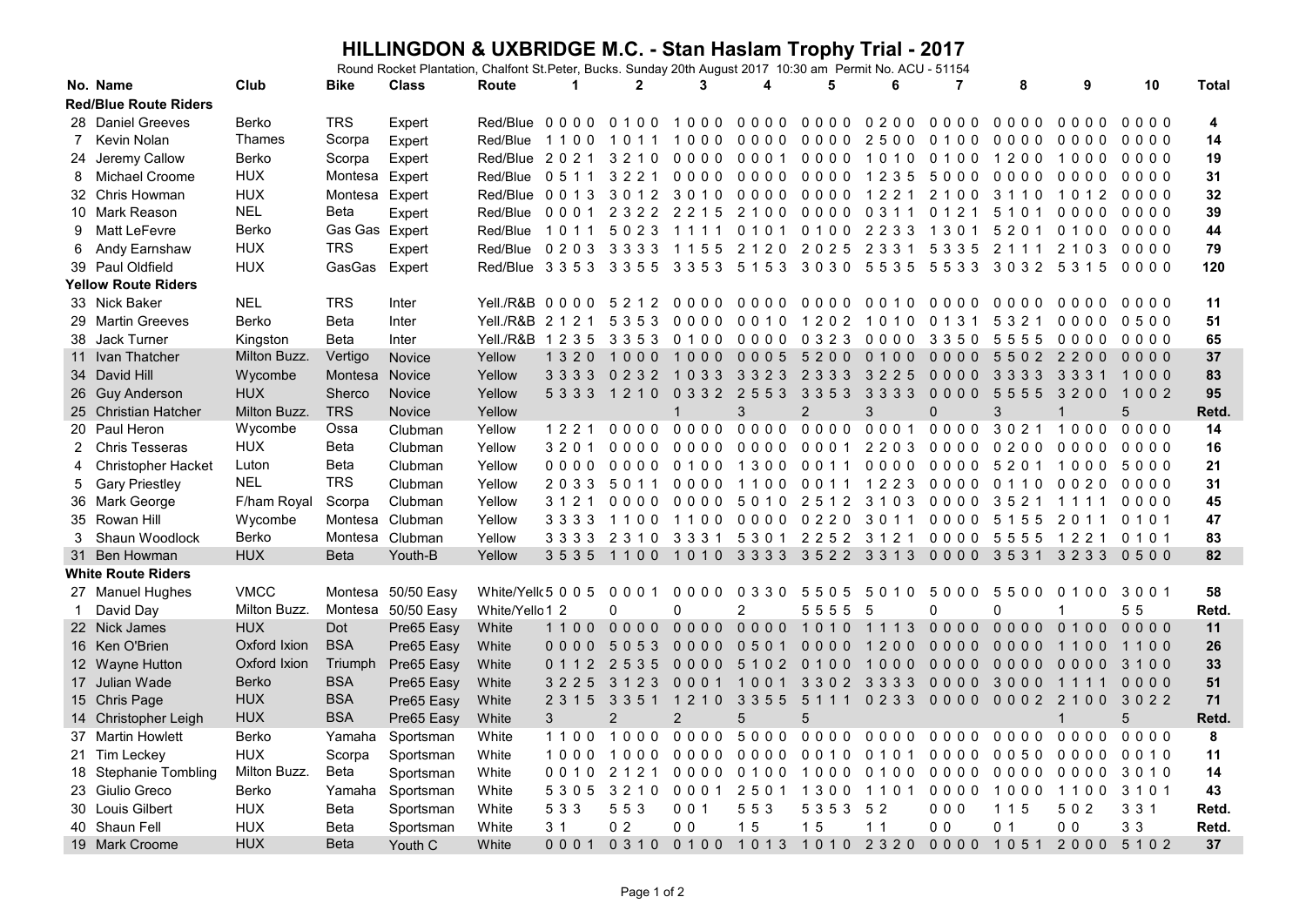# HILLINGDON & UXBRIDGE M.C. - Stan Haslam Trophy Trial - 2017

Round Rocket Plantation, Chalfont St.Peter, Bucks. Sunday 20th August 2017 10:30 am Permit No. ACU - 51154

| No. | Name | Club | Bike | Class | Route | 1 | 2 | 3 | 4 | 5 | 6 | 7 | 8 | 9 | 10 | Total |
|---|---|---|---|---|---|---|---|---|---|---|---|---|---|---|---|---|
| **Red/Blue Route Riders** | | | | | | | | | | | | | | | | |
| 28 | Daniel Greeves | Berko | TRS | Expert | Red/Blue | 0 0 0 0 | 0 1 0 0 | 1 0 0 0 | 0 0 0 0 | 0 0 0 0 | 0 2 0 0 | 0 0 0 0 | 0 0 0 0 | 0 0 0 0 | 0 0 0 0 | 4 |
| 7 | Kevin Nolan | Thames | Scorpa | Expert | Red/Blue | 1 1 0 0 | 1 0 1 1 | 1 0 0 0 | 0 0 0 0 | 0 0 0 0 | 2 5 0 0 | 0 1 0 0 | 0 0 0 0 | 0 0 0 0 | 0 0 0 0 | 14 |
| 24 | Jeremy Callow | Berko | Scorpa | Expert | Red/Blue | 2 0 2 1 | 3 2 1 0 | 0 0 0 0 | 0 0 0 1 | 0 0 0 0 | 1 0 1 0 | 0 1 0 0 | 1 2 0 0 | 1 0 0 0 | 0 0 0 0 | 19 |
| 8 | Michael Croome | HUX | Montesa | Expert | Red/Blue | 0 5 1 1 | 3 2 2 1 | 0 0 0 0 | 0 0 0 0 | 0 0 0 0 | 1 2 3 5 | 5 0 0 0 | 0 0 0 0 | 0 0 0 0 | 0 0 0 0 | 31 |
| 32 | Chris Howman | HUX | Montesa | Expert | Red/Blue | 0 0 1 3 | 3 0 1 2 | 3 0 1 0 | 0 0 0 0 | 0 0 0 0 | 1 2 2 1 | 2 1 0 0 | 3 1 1 0 | 1 0 1 2 | 0 0 0 0 | 32 |
| 10 | Mark Reason | NEL | Beta | Expert | Red/Blue | 0 0 0 1 | 2 3 2 2 | 2 2 1 5 | 2 1 0 0 | 0 0 0 0 | 0 3 1 1 | 0 1 2 1 | 5 1 0 1 | 0 0 0 0 | 0 0 0 0 | 39 |
| 9 | Matt LeFevre | Berko | Gas Gas | Expert | Red/Blue | 1 0 1 1 | 5 0 2 3 | 1 1 1 1 | 0 1 0 1 | 0 1 0 0 | 2 2 3 3 | 1 3 0 1 | 5 2 0 1 | 0 1 0 0 | 0 0 0 0 | 44 |
| 6 | Andy Earnshaw | HUX | TRS | Expert | Red/Blue | 0 2 0 3 | 3 3 3 3 | 1 1 5 5 | 2 1 2 0 | 2 0 2 5 | 2 3 3 1 | 5 3 3 5 | 2 1 1 1 | 2 1 0 3 | 0 0 0 0 | 79 |
| 39 | Paul Oldfield | HUX | GasGas | Expert | Red/Blue | 3 3 5 3 | 3 3 5 5 | 3 3 5 3 | 5 1 5 3 | 3 0 3 0 | 5 5 3 5 | 5 5 3 3 | 3 0 3 2 | 5 3 1 5 | 0 0 0 0 | 120 |
| **Yellow Route Riders** | | | | | | | | | | | | | | | | |
| 33 | Nick Baker | NEL | TRS | Inter | Yell./R&B | 0 0 0 0 | 5 2 1 2 | 0 0 0 0 | 0 0 0 0 | 0 0 0 0 | 0 0 1 0 | 0 0 0 0 | 0 0 0 0 | 0 0 0 0 | 0 0 0 0 | 11 |
| 29 | Martin Greeves | Berko | Beta | Inter | Yell./R&B | 2 1 2 1 | 5 3 5 3 | 0 0 0 0 | 0 0 1 0 | 1 2 0 2 | 1 0 1 0 | 0 1 3 1 | 5 3 2 1 | 0 0 0 0 | 0 5 0 0 | 51 |
| 38 | Jack Turner | Kingston | Beta | Inter | Yell./R&B | 1 2 3 5 | 3 3 5 3 | 0 1 0 0 | 0 0 0 0 | 0 3 2 3 | 0 0 0 0 | 3 3 5 0 | 5 5 5 5 | 0 0 0 0 | 0 0 0 0 | 65 |
| 11 | Ivan Thatcher | Milton Buzz. | Vertigo | Novice | Yellow | 1 3 2 0 | 1 0 0 0 | 1 0 0 0 | 0 0 0 5 | 5 2 0 0 | 0 1 0 0 | 0 0 0 0 | 5 5 0 2 | 2 2 0 0 | 0 0 0 0 | 37 |
| 34 | David Hill | Wycombe | Montesa | Novice | Yellow | 3 3 3 3 | 0 2 3 2 | 1 0 3 3 | 3 3 2 3 | 2 3 3 3 | 3 2 2 5 | 0 0 0 0 | 3 3 3 3 | 3 3 3 1 | 1 0 0 0 | 83 |
| 26 | Guy Anderson | HUX | Sherco | Novice | Yellow | 5 3 3 3 | 1 2 1 0 | 0 3 3 2 | 2 5 5 3 | 3 3 5 3 | 3 3 3 3 | 0 0 0 0 | 5 5 5 5 | 3 2 0 0 | 1 0 0 2 | 95 |
| 25 | Christian Hatcher | Milton Buzz. | TRS | Novice | Yellow | | | 1 | 3 | 2 | 3 | 0 | 3 | 1 | 5 | Retd. |
| 20 | Paul Heron | Wycombe | Ossa | Clubman | Yellow | 1 2 2 1 | 0 0 0 0 | 0 0 0 0 | 0 0 0 0 | 0 0 0 0 | 0 0 0 1 | 0 0 0 0 | 3 0 2 1 | 1 0 0 0 | 0 0 0 0 | 14 |
| 2 | Chris Tesseras | HUX | Beta | Clubman | Yellow | 3 2 0 1 | 0 0 0 0 | 0 0 0 0 | 0 0 0 0 | 0 0 0 1 | 2 2 0 3 | 0 0 0 0 | 0 2 0 0 | 0 0 0 0 | 0 0 0 0 | 16 |
| 4 | Christopher Hacket | Luton | Beta | Clubman | Yellow | 0 0 0 0 | 0 0 0 0 | 0 1 0 0 | 1 3 0 0 | 0 0 1 1 | 0 0 0 0 | 0 0 0 0 | 5 2 0 1 | 1 0 0 0 | 5 0 0 0 | 21 |
| 5 | Gary Priestley | NEL | TRS | Clubman | Yellow | 2 0 3 3 | 5 0 1 1 | 0 0 0 0 | 1 1 0 0 | 0 0 1 1 | 1 2 2 3 | 0 0 0 0 | 0 1 1 0 | 0 0 2 0 | 0 0 0 0 | 31 |
| 36 | Mark George | F/ham Royal | Scorpa | Clubman | Yellow | 3 1 2 1 | 0 0 0 0 | 0 0 0 0 | 5 0 1 0 | 2 5 1 2 | 3 1 0 3 | 0 0 0 0 | 3 5 2 1 | 1 1 1 1 | 0 0 0 0 | 45 |
| 35 | Rowan Hill | Wycombe | Montesa | Clubman | Yellow | 3 3 3 3 | 1 1 0 0 | 1 1 0 0 | 0 0 0 0 | 0 2 2 0 | 3 0 1 1 | 0 0 0 0 | 5 1 5 5 | 2 0 1 1 | 0 1 0 1 | 47 |
| 3 | Shaun Woodlock | Berko | Montesa | Clubman | Yellow | 3 3 3 3 | 2 3 1 0 | 3 3 3 1 | 5 3 0 1 | 2 2 5 2 | 3 1 2 1 | 0 0 0 0 | 5 5 5 5 | 1 2 2 1 | 0 1 0 1 | 83 |
| 31 | Ben Howman | HUX | Beta | Youth-B | Yellow | 3 5 3 5 | 1 1 0 0 | 1 0 1 0 | 3 3 3 3 | 3 5 2 2 | 3 3 1 3 | 0 0 0 0 | 3 5 3 1 | 3 2 3 3 | 0 5 0 0 | 82 |
| **White Route Riders** | | | | | | | | | | | | | | | | |
| 27 | Manuel Hughes | VMCC | Montesa | 50/50 Easy | White/Yello | 5 0 0 5 | 0 0 0 1 | 0 0 0 0 | 0 3 3 0 | 5 5 0 5 | 5 0 1 0 | 5 0 0 0 | 5 5 0 0 | 0 1 0 0 | 3 0 0 1 | 58 |
| 1 | David Day | Milton Buzz. | Montesa | 50/50 Easy | White/Yello | 1 2 | 0 | 0 | 2 | 5 5 5 5 | 5 | 0 | 0 | 1 | 5 5 | Retd. |
| 22 | Nick James | HUX | Dot | Pre65 Easy | White | 1 1 0 0 | 0 0 0 0 | 0 0 0 0 | 0 0 0 0 | 1 0 1 0 | 1 1 1 3 | 0 0 0 0 | 0 0 0 0 | 0 1 0 0 | 0 0 0 0 | 11 |
| 16 | Ken O'Brien | Oxford Ixion | BSA | Pre65 Easy | White | 0 0 0 0 | 5 0 5 3 | 0 0 0 0 | 0 5 0 1 | 0 0 0 0 | 1 2 0 0 | 0 0 0 0 | 0 0 0 0 | 1 1 0 0 | 1 1 0 0 | 26 |
| 12 | Wayne Hutton | Oxford Ixion | Triumph | Pre65 Easy | White | 0 1 1 2 | 2 5 3 5 | 0 0 0 0 | 5 1 0 2 | 0 1 0 0 | 1 0 0 0 | 0 0 0 0 | 0 0 0 0 | 0 0 0 0 | 3 1 0 0 | 33 |
| 17 | Julian Wade | Berko | BSA | Pre65 Easy | White | 3 2 2 5 | 3 1 2 3 | 0 0 0 1 | 1 0 0 1 | 3 3 0 2 | 3 3 3 3 | 0 0 0 0 | 3 0 0 0 | 1 1 1 1 | 0 0 0 0 | 51 |
| 15 | Chris Page | HUX | BSA | Pre65 Easy | White | 2 3 1 5 | 3 3 5 1 | 1 2 1 0 | 3 3 5 5 | 5 1 1 1 | 0 2 3 3 | 0 0 0 0 | 0 0 0 2 | 2 1 0 0 | 3 0 2 2 | 71 |
| 14 | Christopher Leigh | HUX | BSA | Pre65 Easy | White | 3 | 2 | 2 | 5 | 5 | | | | 1 | 5 | Retd. |
| 37 | Martin Howlett | Berko | Yamaha | Sportsman | White | 1 1 0 0 | 1 0 0 0 | 0 0 0 0 | 5 0 0 0 | 0 0 0 0 | 0 0 0 0 | 0 0 0 0 | 0 0 0 0 | 0 0 0 0 | 0 0 0 0 | 8 |
| 21 | Tim Leckey | HUX | Scorpa | Sportsman | White | 1 0 0 0 | 1 0 0 0 | 0 0 0 0 | 0 0 0 0 | 0 0 1 0 | 0 1 0 1 | 0 0 0 0 | 0 0 5 0 | 0 0 0 0 | 0 0 1 0 | 11 |
| 18 | Stephanie Tombling | Milton Buzz. | Beta | Sportsman | White | 0 0 1 0 | 2 1 2 1 | 0 0 0 0 | 0 1 0 0 | 1 0 0 0 | 0 1 0 0 | 0 0 0 0 | 0 0 0 0 | 0 0 0 0 | 3 0 1 0 | 14 |
| 23 | Giulio Greco | Berko | Yamaha | Sportsman | White | 5 3 0 5 | 3 2 1 0 | 0 0 0 1 | 2 5 0 1 | 1 3 0 0 | 1 1 0 1 | 0 0 0 0 | 1 0 0 0 | 1 1 0 0 | 3 1 0 1 | 43 |
| 30 | Louis Gilbert | HUX | Beta | Sportsman | White | 5 3 3 | 5 5 3 | 0 0 1 | 5 5 3 | 5 3 5 3 | 5 2 | 0 0 0 | 1 1 5 | 5 0 2 | 3 3 1 | Retd. |
| 40 | Shaun Fell | HUX | Beta | Sportsman | White | 3 1 | 0 2 | 0 0 | 1 5 | 1 5 | 1 1 | 0 0 | 0 1 | 0 0 | 3 3 | Retd. |
| 19 | Mark Croome | HUX | Beta | Youth C | White | 0 0 0 1 | 0 3 1 0 | 0 1 0 0 | 1 0 1 3 | 1 0 1 0 | 2 3 2 0 | 0 0 0 0 | 1 0 5 1 | 2 0 0 0 | 5 1 0 2 | 37 |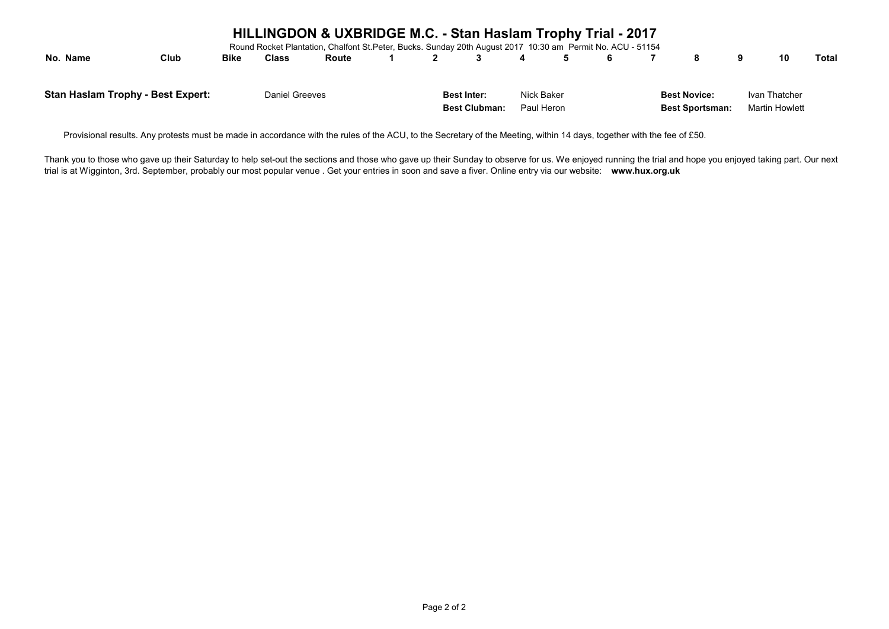# HILLINGDON & UXBRIDGE M.C. - Stan Haslam Trophy Trial - 2017

Round Rocket Plantation, Chalfont St.Peter, Bucks. Sunday 20th August 2017 10:30 am Permit No. ACU - 51154

| No. | Name | Club | Bike | Class | Route | 1 | 2 | 3 | 4 | 5 | 6 | 7 | 8 | 9 | 10 | Total |
|---|---|---|---|---|---|---|---|---|---|---|---|---|---|---|---|---|

| | | | | | |
|---|---|---|---|---|---|
| **Stan Haslam Trophy - Best Expert:** | Daniel Greeves | **Best Inter:** | Nick Baker | **Best Novice:** | Ivan Thatcher |
| | | **Best Clubman:** | Paul Heron | **Best Sportsman:** | Martin Howlett |

Provisional results. Any protests must be made in accordance with the rules of the ACU, to the Secretary of the Meeting, within 14 days, together with the fee of £50.

Thank you to those who gave up their Saturday to help set-out the sections and those who gave up their Sunday to observe for us. We enjoyed running the trial and hope you enjoyed taking part. Our next trial is at Wigginton, 3rd. September, probably our most popular venue . Get your entries in soon and save a fiver. Online entry via our website: **www.hux.org.uk**